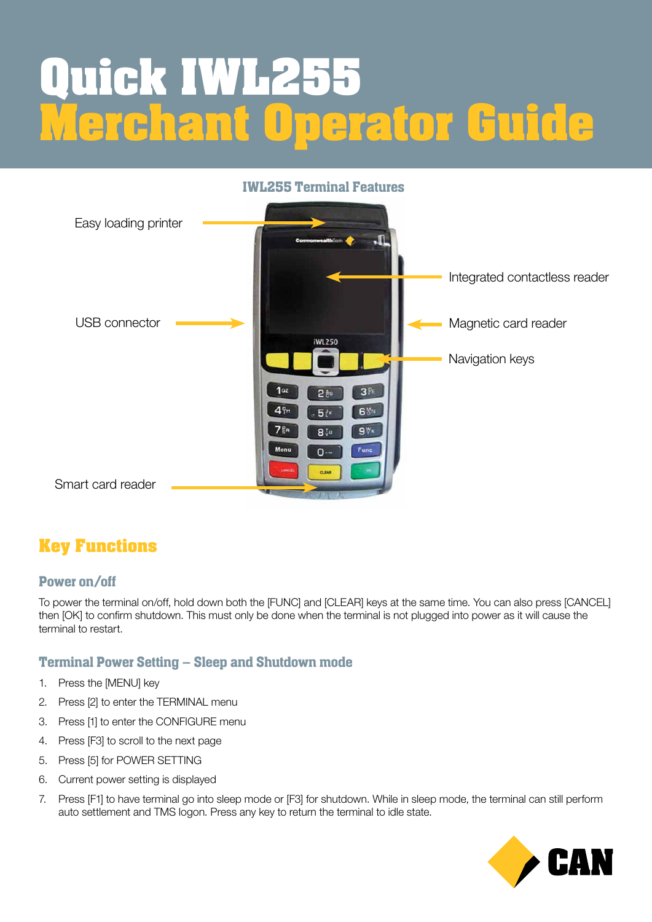# Quick IWL255
# Merchant Operator Guide

## IWL255 Terminal Features

- Easy loading printer
- Integrated contactless reader
- USB connector
- Magnetic card reader
- Navigation keys
- Smart card reader

## Key Functions

### Power on/off

To power the terminal on/off, hold down both the [FUNC] and [CLEAR] keys at the same time. You can also press [CANCEL] then [OK] to confirm shutdown. This must only be done when the terminal is not plugged into power as it will cause the terminal to restart.

### Terminal Power Setting – Sleep and Shutdown mode

1. Press the [MENU] key
2. Press [2] to enter the TERMINAL menu
3. Press [1] to enter the CONFIGURE menu
4. Press [F3] to scroll to the next page
5. Press [5] for POWER SETTING
6. Current power setting is displayed
7. Press [F1] to have terminal go into sleep mode or [F3] for shutdown. While in sleep mode, the terminal can still perform auto settlement and TMS logon. Press any key to return the terminal to idle state.

CAN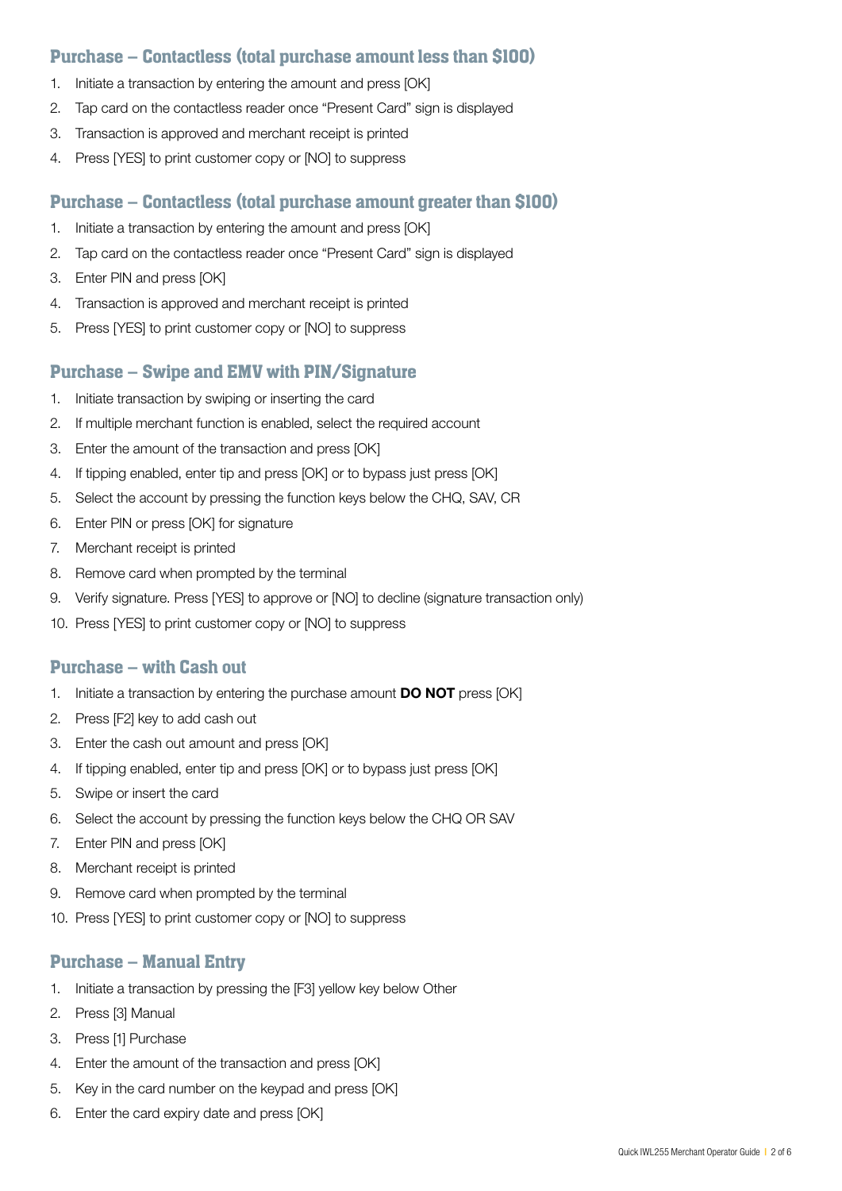## Purchase – Contactless (total purchase amount less than $100)

1. Initiate a transaction by entering the amount and press [OK]
2. Tap card on the contactless reader once "Present Card" sign is displayed
3. Transaction is approved and merchant receipt is printed
4. Press [YES] to print customer copy or [NO] to suppress

## Purchase – Contactless (total purchase amount greater than $100)

1. Initiate a transaction by entering the amount and press [OK]
2. Tap card on the contactless reader once "Present Card" sign is displayed
3. Enter PIN and press [OK]
4. Transaction is approved and merchant receipt is printed
5. Press [YES] to print customer copy or [NO] to suppress

## Purchase – Swipe and EMV with PIN/Signature

1. Initiate transaction by swiping or inserting the card
2. If multiple merchant function is enabled, select the required account
3. Enter the amount of the transaction and press [OK]
4. If tipping enabled, enter tip and press [OK] or to bypass just press [OK]
5. Select the account by pressing the function keys below the CHQ, SAV, CR
6. Enter PIN or press [OK] for signature
7. Merchant receipt is printed
8. Remove card when prompted by the terminal
9. Verify signature. Press [YES] to approve or [NO] to decline (signature transaction only)
10. Press [YES] to print customer copy or [NO] to suppress

## Purchase – with Cash out

1. Initiate a transaction by entering the purchase amount **DO NOT** press [OK]
2. Press [F2] key to add cash out
3. Enter the cash out amount and press [OK]
4. If tipping enabled, enter tip and press [OK] or to bypass just press [OK]
5. Swipe or insert the card
6. Select the account by pressing the function keys below the CHQ OR SAV
7. Enter PIN and press [OK]
8. Merchant receipt is printed
9. Remove card when prompted by the terminal
10. Press [YES] to print customer copy or [NO] to suppress

## Purchase – Manual Entry

1. Initiate a transaction by pressing the [F3] yellow key below Other
2. Press [3] Manual
3. Press [1] Purchase
4. Enter the amount of the transaction and press [OK]
5. Key in the card number on the keypad and press [OK]
6. Enter the card expiry date and press [OK]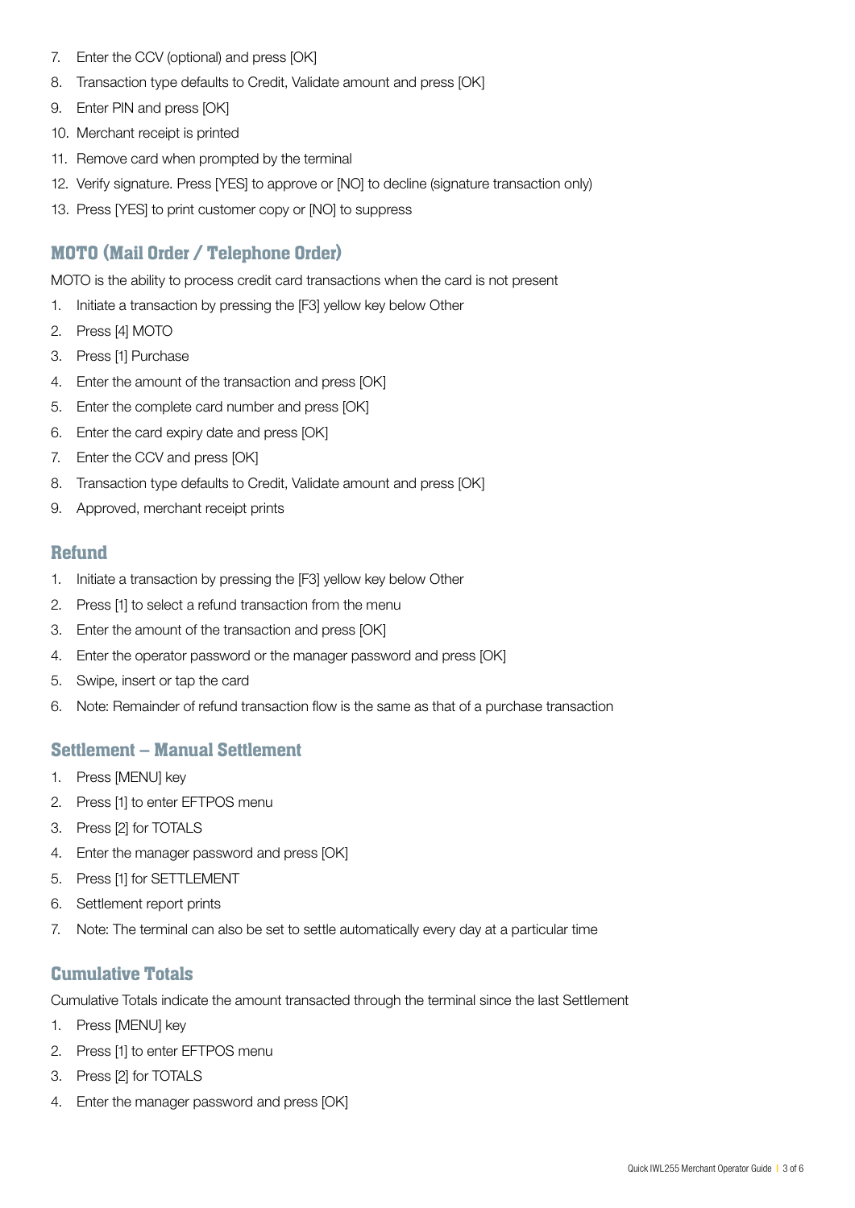7. Enter the CCV (optional) and press [OK]
8. Transaction type defaults to Credit, Validate amount and press [OK]
9. Enter PIN and press [OK]
10. Merchant receipt is printed
11. Remove card when prompted by the terminal
12. Verify signature. Press [YES] to approve or [NO] to decline (signature transaction only)
13. Press [YES] to print customer copy or [NO] to suppress

## MOTO (Mail Order / Telephone Order)

MOTO is the ability to process credit card transactions when the card is not present

1. Initiate a transaction by pressing the [F3] yellow key below Other
2. Press [4] MOTO
3. Press [1] Purchase
4. Enter the amount of the transaction and press [OK]
5. Enter the complete card number and press [OK]
6. Enter the card expiry date and press [OK]
7. Enter the CCV and press [OK]
8. Transaction type defaults to Credit, Validate amount and press [OK]
9. Approved, merchant receipt prints

## Refund

1. Initiate a transaction by pressing the [F3] yellow key below Other
2. Press [1] to select a refund transaction from the menu
3. Enter the amount of the transaction and press [OK]
4. Enter the operator password or the manager password and press [OK]
5. Swipe, insert or tap the card
6. Note: Remainder of refund transaction flow is the same as that of a purchase transaction

## Settlement – Manual Settlement

1. Press [MENU] key
2. Press [1] to enter EFTPOS menu
3. Press [2] for TOTALS
4. Enter the manager password and press [OK]
5. Press [1] for SETTLEMENT
6. Settlement report prints
7. Note: The terminal can also be set to settle automatically every day at a particular time

## Cumulative Totals

Cumulative Totals indicate the amount transacted through the terminal since the last Settlement

1. Press [MENU] key
2. Press [1] to enter EFTPOS menu
3. Press [2] for TOTALS
4. Enter the manager password and press [OK]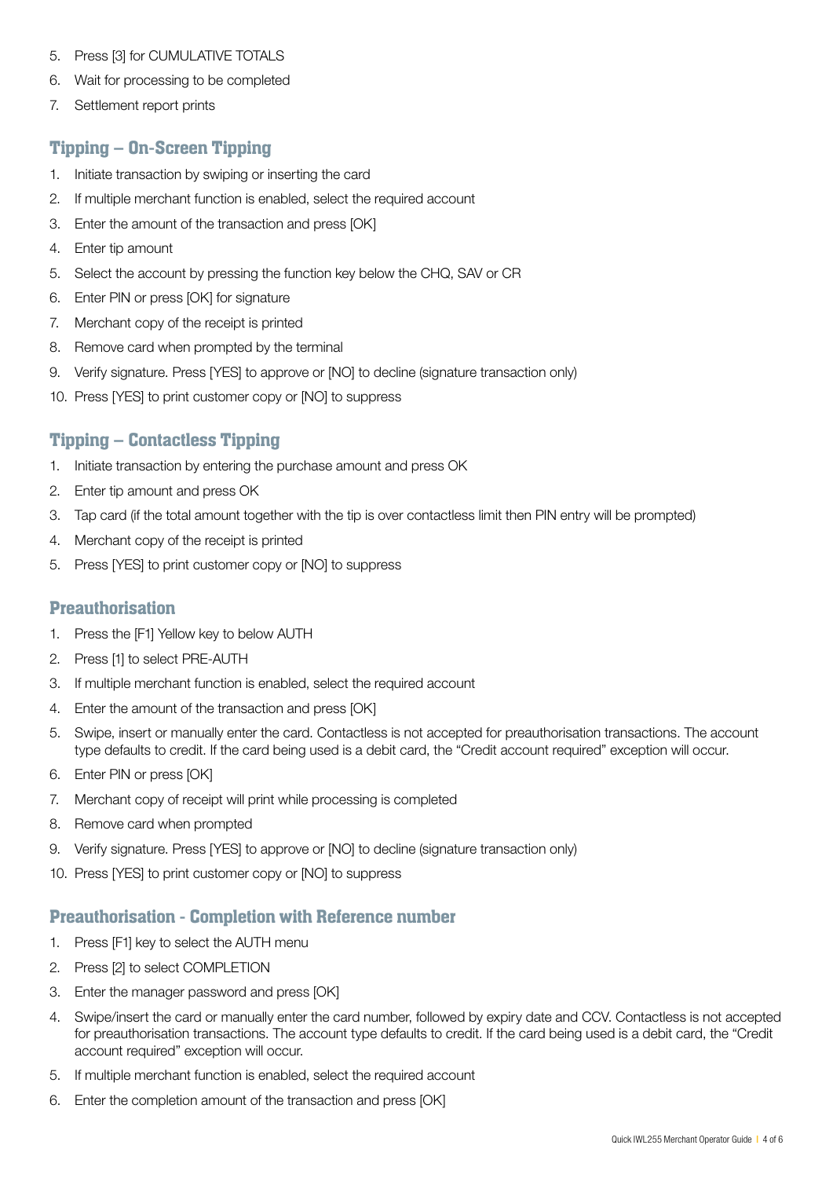5. Press [3] for CUMULATIVE TOTALS
6. Wait for processing to be completed
7. Settlement report prints

## Tipping – On-Screen Tipping

1. Initiate transaction by swiping or inserting the card
2. If multiple merchant function is enabled, select the required account
3. Enter the amount of the transaction and press [OK]
4. Enter tip amount
5. Select the account by pressing the function key below the CHQ, SAV or CR
6. Enter PIN or press [OK] for signature
7. Merchant copy of the receipt is printed
8. Remove card when prompted by the terminal
9. Verify signature. Press [YES] to approve or [NO] to decline (signature transaction only)
10. Press [YES] to print customer copy or [NO] to suppress

## Tipping – Contactless Tipping

1. Initiate transaction by entering the purchase amount and press OK
2. Enter tip amount and press OK
3. Tap card (if the total amount together with the tip is over contactless limit then PIN entry will be prompted)
4. Merchant copy of the receipt is printed
5. Press [YES] to print customer copy or [NO] to suppress

## Preauthorisation

1. Press the [F1] Yellow key to below AUTH
2. Press [1] to select PRE-AUTH
3. If multiple merchant function is enabled, select the required account
4. Enter the amount of the transaction and press [OK]
5. Swipe, insert or manually enter the card. Contactless is not accepted for preauthorisation transactions. The account type defaults to credit. If the card being used is a debit card, the "Credit account required" exception will occur.
6. Enter PIN or press [OK]
7. Merchant copy of receipt will print while processing is completed
8. Remove card when prompted
9. Verify signature. Press [YES] to approve or [NO] to decline (signature transaction only)
10. Press [YES] to print customer copy or [NO] to suppress

## Preauthorisation - Completion with Reference number

1. Press [F1] key to select the AUTH menu
2. Press [2] to select COMPLETION
3. Enter the manager password and press [OK]
4. Swipe/insert the card or manually enter the card number, followed by expiry date and CCV. Contactless is not accepted for preauthorisation transactions. The account type defaults to credit. If the card being used is a debit card, the "Credit account required" exception will occur.
5. If multiple merchant function is enabled, select the required account
6. Enter the completion amount of the transaction and press [OK]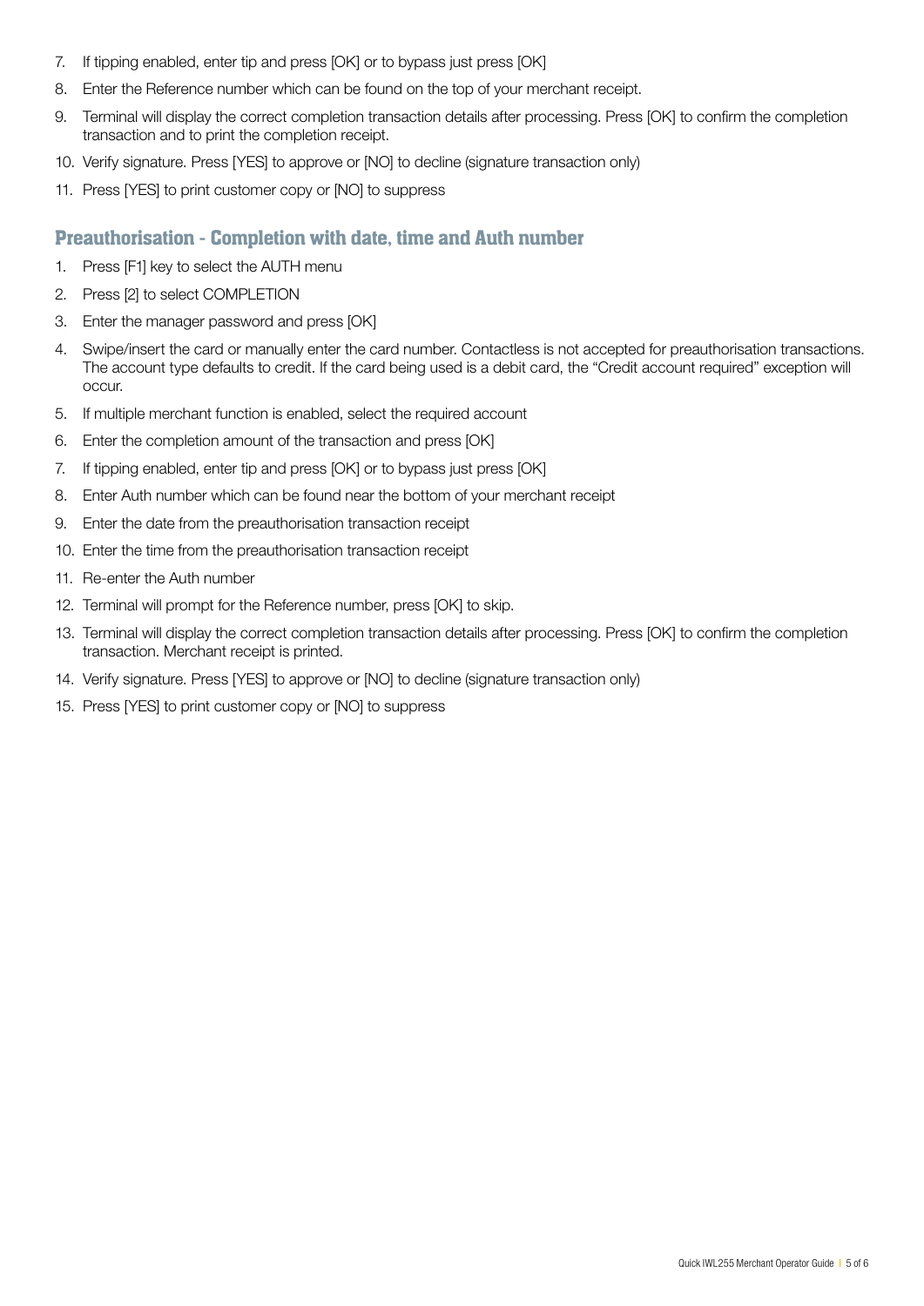7. If tipping enabled, enter tip and press [OK] or to bypass just press [OK]
8. Enter the Reference number which can be found on the top of your merchant receipt.
9. Terminal will display the correct completion transaction details after processing. Press [OK] to confirm the completion transaction and to print the completion receipt.
10. Verify signature. Press [YES] to approve or [NO] to decline (signature transaction only)
11. Press [YES] to print customer copy or [NO] to suppress

## Preauthorisation - Completion with date, time and Auth number

1. Press [F1] key to select the AUTH menu
2. Press [2] to select COMPLETION
3. Enter the manager password and press [OK]
4. Swipe/insert the card or manually enter the card number. Contactless is not accepted for preauthorisation transactions. The account type defaults to credit. If the card being used is a debit card, the "Credit account required" exception will occur.
5. If multiple merchant function is enabled, select the required account
6. Enter the completion amount of the transaction and press [OK]
7. If tipping enabled, enter tip and press [OK] or to bypass just press [OK]
8. Enter Auth number which can be found near the bottom of your merchant receipt
9. Enter the date from the preauthorisation transaction receipt
10. Enter the time from the preauthorisation transaction receipt
11. Re-enter the Auth number
12. Terminal will prompt for the Reference number, press [OK] to skip.
13. Terminal will display the correct completion transaction details after processing. Press [OK] to confirm the completion transaction. Merchant receipt is printed.
14. Verify signature. Press [YES] to approve or [NO] to decline (signature transaction only)
15. Press [YES] to print customer copy or [NO] to suppress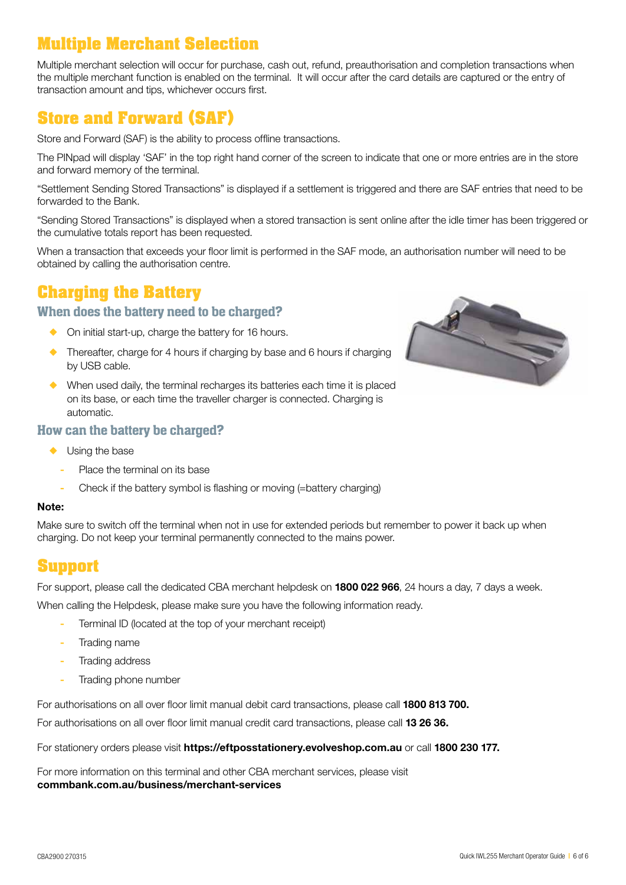## Multiple Merchant Selection

Multiple merchant selection will occur for purchase, cash out, refund, preauthorisation and completion transactions when the multiple merchant function is enabled on the terminal. It will occur after the card details are captured or the entry of transaction amount and tips, whichever occurs first.

## Store and Forward (SAF)

Store and Forward (SAF) is the ability to process offline transactions.

The PINpad will display 'SAF' in the top right hand corner of the screen to indicate that one or more entries are in the store and forward memory of the terminal.

"Settlement Sending Stored Transactions" is displayed if a settlement is triggered and there are SAF entries that need to be forwarded to the Bank.

"Sending Stored Transactions" is displayed when a stored transaction is sent online after the idle timer has been triggered or the cumulative totals report has been requested.

When a transaction that exceeds your floor limit is performed in the SAF mode, an authorisation number will need to be obtained by calling the authorisation centre.

## Charging the Battery

### When does the battery need to be charged?

- On initial start-up, charge the battery for 16 hours.
- Thereafter, charge for 4 hours if charging by base and 6 hours if charging by USB cable.
- When used daily, the terminal recharges its batteries each time it is placed on its base, or each time the traveller charger is connected. Charging is automatic.

### How can the battery be charged?

- Using the base
  - Place the terminal on its base
  - Check if the battery symbol is flashing or moving (=battery charging)

**Note:**

Make sure to switch off the terminal when not in use for extended periods but remember to power it back up when charging. Do not keep your terminal permanently connected to the mains power.

## Support

For support, please call the dedicated CBA merchant helpdesk on **1800 022 966**, 24 hours a day, 7 days a week.

When calling the Helpdesk, please make sure you have the following information ready.

- Terminal ID (located at the top of your merchant receipt)
- Trading name
- Trading address
- Trading phone number

For authorisations on all over floor limit manual debit card transactions, please call **1800 813 700.**

For authorisations on all over floor limit manual credit card transactions, please call **13 26 36.**

For stationery orders please visit **https://eftposstationery.evolveshop.com.au** or call **1800 230 177.**

For more information on this terminal and other CBA merchant services, please visit **commbank.com.au/business/merchant-services**

CBA2900 270315